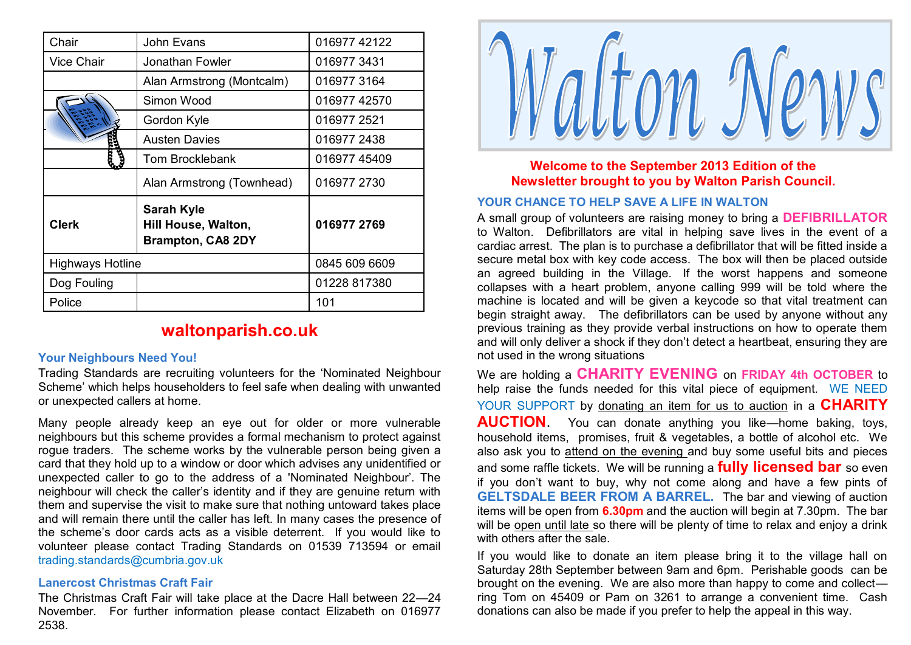| Chair | John Evans | 016977 42122 |
| --- | --- | --- |
| Vice Chair | Jonathan Fowler | 016977 3431 |
| | Alan Armstrong (Montcalm) | 016977 3164 |
| | Simon Wood | 016977 42570 |
| | Gordon Kyle | 016977 2521 |
| | Austen Davies | 016977 2438 |
| | Tom Brocklebank | 016977 45409 |
| | Alan Armstrong (Townhead) | 016977 2730 |
| **Clerk** | **Sarah Kyle Hill House, Walton, Brampton, CA8 2DY** | **016977 2769** |
| Highways Hotline | | 0845 609 6609 |
| Dog Fouling | | 01228 817380 |
| Police | | 101 |

**waltonparish.co.uk**

### Your Neighbours Need You!

Trading Standards are recruiting volunteers for the 'Nominated Neighbour Scheme' which helps householders to feel safe when dealing with unwanted or unexpected callers at home.

Many people already keep an eye out for older or more vulnerable neighbours but this scheme provides a formal mechanism to protect against rogue traders. The scheme works by the vulnerable person being given a card that they hold up to a window or door which advises any unidentified or unexpected caller to go to the address of a 'Nominated Neighbour'. The neighbour will check the caller's identity and if they are genuine return with them and supervise the visit to make sure that nothing untoward takes place and will remain there until the caller has left. In many cases the presence of the scheme's door cards acts as a visible deterrent. If you would like to volunteer please contact Trading Standards on 01539 713594 or email trading.standards@cumbria.gov.uk

### Lanercost Christmas Craft Fair

The Christmas Craft Fair will take place at the Dacre Hall between 22—24 November. For further information please contact Elizabeth on 016977 2538.

# Walton News

**Welcome to the September 2013 Edition of the Newsletter brought to you by Walton Parish Council.**

### YOUR CHANCE TO HELP SAVE A LIFE IN WALTON

A small group of volunteers are raising money to bring a **DEFIBRILLATOR** to Walton. Defibrillators are vital in helping save lives in the event of a cardiac arrest. The plan is to purchase a defibrillator that will be fitted inside a secure metal box with key code access. The box will then be placed outside an agreed building in the Village. If the worst happens and someone collapses with a heart problem, anyone calling 999 will be told where the machine is located and will be given a keycode so that vital treatment can begin straight away. The defibrillators can be used by anyone without any previous training as they provide verbal instructions on how to operate them and will only deliver a shock if they don't detect a heartbeat, ensuring they are not used in the wrong situations

We are holding a **CHARITY EVENING** on **FRIDAY 4th OCTOBER** to help raise the funds needed for this vital piece of equipment. WE NEED YOUR SUPPORT by donating an item for us to auction in a **CHARITY AUCTION**. You can donate anything you like—home baking, toys, household items, promises, fruit & vegetables, a bottle of alcohol etc. We also ask you to attend on the evening and buy some useful bits and pieces and some raffle tickets. We will be running a **fully licensed bar** so even if you don't want to buy, why not come along and have a few pints of **GELTSDALE BEER FROM A BARREL.** The bar and viewing of auction items will be open from **6.30pm** and the auction will begin at 7.30pm. The bar will be open until late so there will be plenty of time to relax and enjoy a drink with others after the sale.

If you would like to donate an item please bring it to the village hall on Saturday 28th September between 9am and 6pm. Perishable goods can be brought on the evening. We are also more than happy to come and collect—ring Tom on 45409 or Pam on 3261 to arrange a convenient time. Cash donations can also be made if you prefer to help the appeal in this way.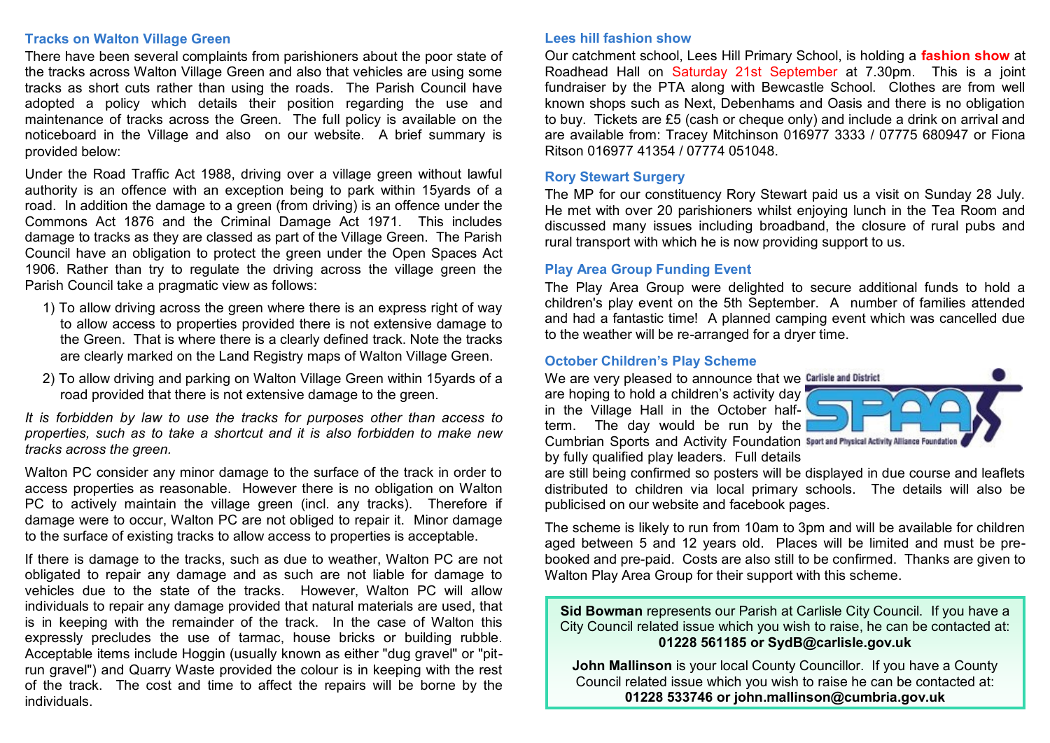## Tracks on Walton Village Green

There have been several complaints from parishioners about the poor state of the tracks across Walton Village Green and also that vehicles are using some tracks as short cuts rather than using the roads. The Parish Council have adopted a policy which details their position regarding the use and maintenance of tracks across the Green. The full policy is available on the noticeboard in the Village and also on our website. A brief summary is provided below:

Under the Road Traffic Act 1988, driving over a village green without lawful authority is an offence with an exception being to park within 15yards of a road. In addition the damage to a green (from driving) is an offence under the Commons Act 1876 and the Criminal Damage Act 1971. This includes damage to tracks as they are classed as part of the Village Green. The Parish Council have an obligation to protect the green under the Open Spaces Act 1906. Rather than try to regulate the driving across the village green the Parish Council take a pragmatic view as follows:

1) To allow driving across the green where there is an express right of way to allow access to properties provided there is not extensive damage to the Green. That is where there is a clearly defined track. Note the tracks are clearly marked on the Land Registry maps of Walton Village Green.
2) To allow driving and parking on Walton Village Green within 15yards of a road provided that there is not extensive damage to the green.

*It is forbidden by law to use the tracks for purposes other than access to properties, such as to take a shortcut and it is also forbidden to make new tracks across the green.*

Walton PC consider any minor damage to the surface of the track in order to access properties as reasonable. However there is no obligation on Walton PC to actively maintain the village green (incl. any tracks). Therefore if damage were to occur, Walton PC are not obliged to repair it. Minor damage to the surface of existing tracks to allow access to properties is acceptable.

If there is damage to the tracks, such as due to weather, Walton PC are not obligated to repair any damage and as such are not liable for damage to vehicles due to the state of the tracks. However, Walton PC will allow individuals to repair any damage provided that natural materials are used, that is in keeping with the remainder of the track. In the case of Walton this expressly precludes the use of tarmac, house bricks or building rubble. Acceptable items include Hoggin (usually known as either "dug gravel" or "pit-run gravel") and Quarry Waste provided the colour is in keeping with the rest of the track. The cost and time to affect the repairs will be borne by the individuals.

## Lees hill fashion show

Our catchment school, Lees Hill Primary School, is holding a **fashion show** at Roadhead Hall on Saturday 21st September at 7.30pm. This is a joint fundraiser by the PTA along with Bewcastle School. Clothes are from well known shops such as Next, Debenhams and Oasis and there is no obligation to buy. Tickets are £5 (cash or cheque only) and include a drink on arrival and are available from: Tracey Mitchinson 016977 3333 / 07775 680947 or Fiona Ritson 016977 41354 / 07774 051048.

## Rory Stewart Surgery

The MP for our constituency Rory Stewart paid us a visit on Sunday 28 July. He met with over 20 parishioners whilst enjoying lunch in the Tea Room and discussed many issues including broadband, the closure of rural pubs and rural transport with which he is now providing support to us.

## Play Area Group Funding Event

The Play Area Group were delighted to secure additional funds to hold a children's play event on the 5th September. A number of families attended and had a fantastic time! A planned camping event which was cancelled due to the weather will be re-arranged for a dryer time.

## October Children's Play Scheme

We are very pleased to announce that we are hoping to hold a children's activity day in the Village Hall in the October half-term. The day would be run by the Cumbrian Sports and Activity Foundation by fully qualified play leaders. Full details are still being confirmed so posters will be displayed in due course and leaflets distributed to children via local primary schools. The details will also be publicised on our website and facebook pages.

The scheme is likely to run from 10am to 3pm and will be available for children aged between 5 and 12 years old. Places will be limited and must be pre-booked and pre-paid. Costs are also still to be confirmed. Thanks are given to Walton Play Area Group for their support with this scheme.

**Sid Bowman** represents our Parish at Carlisle City Council. If you have a City Council related issue which you wish to raise, he can be contacted at: **01228 561185 or SydB@carlisle.gov.uk**

**John Mallinson** is your local County Councillor. If you have a County Council related issue which you wish to raise he can be contacted at: **01228 533746 or john.mallinson@cumbria.gov.uk**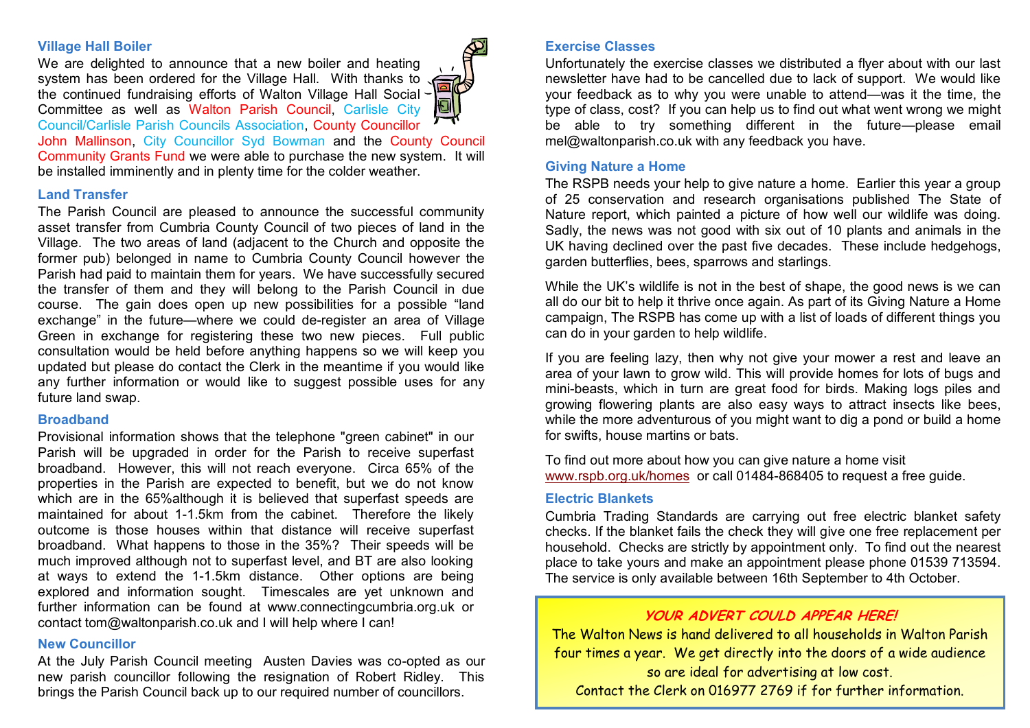### Village Hall Boiler

We are delighted to announce that a new boiler and heating system has been ordered for the Village Hall. With thanks to the continued fundraising efforts of Walton Village Hall Social Committee as well as Walton Parish Council, Carlisle City Council/Carlisle Parish Councils Association, County Councillor John Mallinson, City Councillor Syd Bowman and the County Council Community Grants Fund we were able to purchase the new system. It will be installed imminently and in plenty time for the colder weather.

### Land Transfer

The Parish Council are pleased to announce the successful community asset transfer from Cumbria County Council of two pieces of land in the Village. The two areas of land (adjacent to the Church and opposite the former pub) belonged in name to Cumbria County Council however the Parish had paid to maintain them for years. We have successfully secured the transfer of them and they will belong to the Parish Council in due course. The gain does open up new possibilities for a possible "land exchange" in the future—where we could de-register an area of Village Green in exchange for registering these two new pieces. Full public consultation would be held before anything happens so we will keep you updated but please do contact the Clerk in the meantime if you would like any further information or would like to suggest possible uses for any future land swap.

### Broadband

Provisional information shows that the telephone "green cabinet" in our Parish will be upgraded in order for the Parish to receive superfast broadband. However, this will not reach everyone. Circa 65% of the properties in the Parish are expected to benefit, but we do not know which are in the 65%although it is believed that superfast speeds are maintained for about 1-1.5km from the cabinet. Therefore the likely outcome is those houses within that distance will receive superfast broadband. What happens to those in the 35%? Their speeds will be much improved although not to superfast level, and BT are also looking at ways to extend the 1-1.5km distance. Other options are being explored and information sought. Timescales are yet unknown and further information can be found at www.connectingcumbria.org.uk or contact tom@waltonparish.co.uk and I will help where I can!

### New Councillor

At the July Parish Council meeting Austen Davies was co-opted as our new parish councillor following the resignation of Robert Ridley. This brings the Parish Council back up to our required number of councillors.

### Exercise Classes

Unfortunately the exercise classes we distributed a flyer about with our last newsletter have had to be cancelled due to lack of support. We would like your feedback as to why you were unable to attend—was it the time, the type of class, cost? If you can help us to find out what went wrong we might be able to try something different in the future—please email mel@waltonparish.co.uk with any feedback you have.

### Giving Nature a Home

The RSPB needs your help to give nature a home. Earlier this year a group of 25 conservation and research organisations published The State of Nature report, which painted a picture of how well our wildlife was doing. Sadly, the news was not good with six out of 10 plants and animals in the UK having declined over the past five decades. These include hedgehogs, garden butterflies, bees, sparrows and starlings.

While the UK's wildlife is not in the best of shape, the good news is we can all do our bit to help it thrive once again. As part of its Giving Nature a Home campaign, The RSPB has come up with a list of loads of different things you can do in your garden to help wildlife.

If you are feeling lazy, then why not give your mower a rest and leave an area of your lawn to grow wild. This will provide homes for lots of bugs and mini-beasts, which in turn are great food for birds. Making logs piles and growing flowering plants are also easy ways to attract insects like bees, while the more adventurous of you might want to dig a pond or build a home for swifts, house martins or bats.

To find out more about how you can give nature a home visit www.rspb.org.uk/homes or call 01484-868405 to request a free guide.

### Electric Blankets

Cumbria Trading Standards are carrying out free electric blanket safety checks. If the blanket fails the check they will give one free replacement per household. Checks are strictly by appointment only. To find out the nearest place to take yours and make an appointment please phone 01539 713594. The service is only available between 16th September to 4th October.

***YOUR ADVERT COULD APPEAR HERE!***

The Walton News is hand delivered to all households in Walton Parish four times a year. We get directly into the doors of a wide audience so are ideal for advertising at low cost.
Contact the Clerk on 016977 2769 if for further information.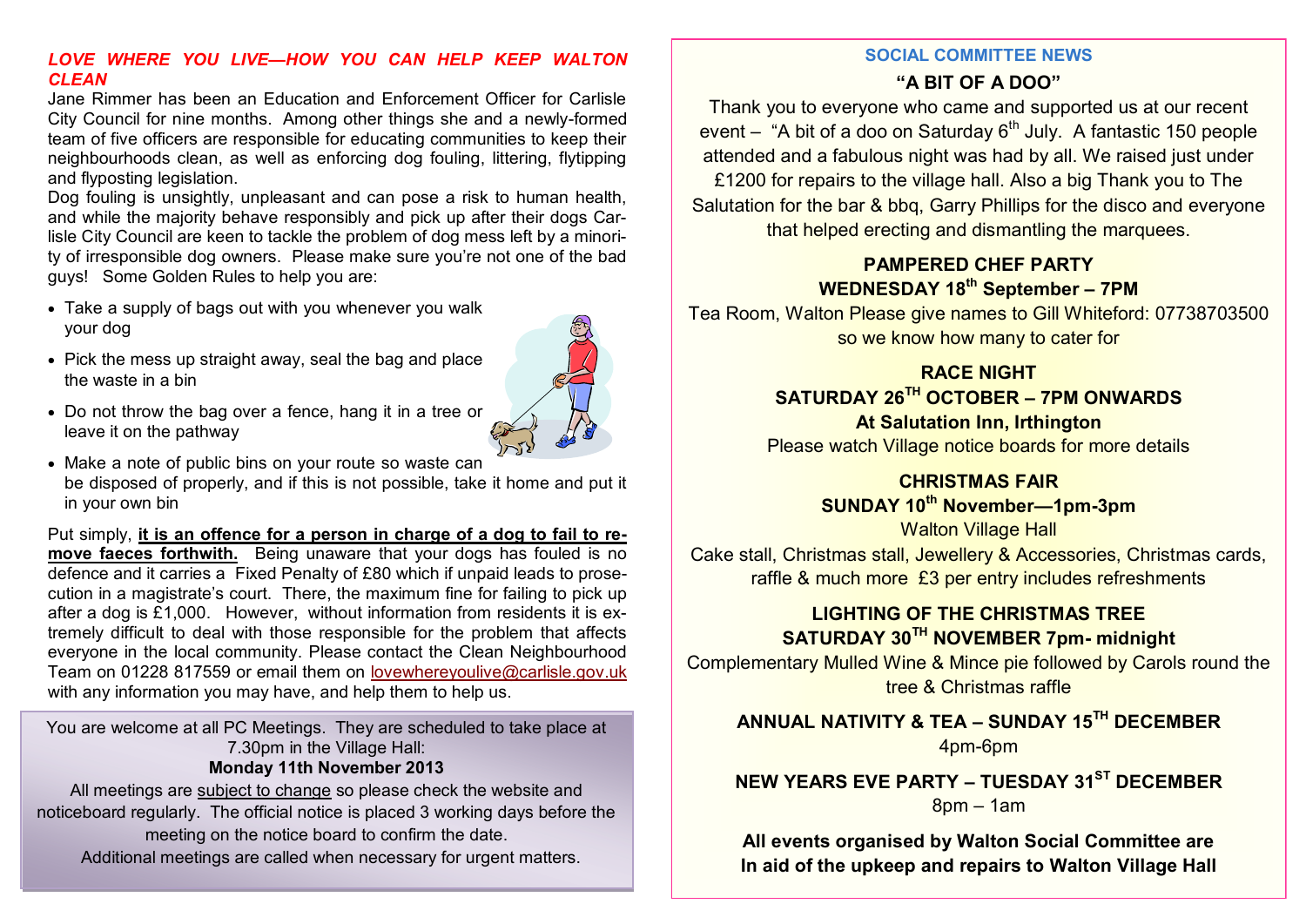### *LOVE WHERE YOU LIVE—HOW YOU CAN HELP KEEP WALTON CLEAN*

Jane Rimmer has been an Education and Enforcement Officer for Carlisle City Council for nine months. Among other things she and a newly-formed team of five officers are responsible for educating communities to keep their neighbourhoods clean, as well as enforcing dog fouling, littering, flytipping and flyposting legislation.

Dog fouling is unsightly, unpleasant and can pose a risk to human health, and while the majority behave responsibly and pick up after their dogs Carlisle City Council are keen to tackle the problem of dog mess left by a minority of irresponsible dog owners. Please make sure you're not one of the bad guys! Some Golden Rules to help you are:

- Take a supply of bags out with you whenever you walk your dog
- Pick the mess up straight away, seal the bag and place the waste in a bin
- Do not throw the bag over a fence, hang it in a tree or leave it on the pathway
- Make a note of public bins on your route so waste can be disposed of properly, and if this is not possible, take it home and put it in your own bin

Put simply, **it is an offence for a person in charge of a dog to fail to remove faeces forthwith.** Being unaware that your dogs has fouled is no defence and it carries a Fixed Penalty of £80 which if unpaid leads to prosecution in a magistrate's court. There, the maximum fine for failing to pick up after a dog is £1,000. However, without information from residents it is extremely difficult to deal with those responsible for the problem that affects everyone in the local community. Please contact the Clean Neighbourhood Team on 01228 817559 or email them on lovewhereyoulive@carlisle.gov.uk with any information you may have, and help them to help us.

You are welcome at all PC Meetings. They are scheduled to take place at 7.30pm in the Village Hall:

**Monday 11th November 2013**

All meetings are subject to change so please check the website and noticeboard regularly. The official notice is placed 3 working days before the meeting on the notice board to confirm the date.

Additional meetings are called when necessary for urgent matters.

## SOCIAL COMMITTEE NEWS

### "A BIT OF A DOO"

Thank you to everyone who came and supported us at our recent event – "A bit of a doo on Saturday 6th July. A fantastic 150 people attended and a fabulous night was had by all. We raised just under £1200 for repairs to the village hall. Also a big Thank you to The Salutation for the bar & bbq, Garry Phillips for the disco and everyone that helped erecting and dismantling the marquees.

### PAMPERED CHEF PARTY
### WEDNESDAY 18th September – 7PM

Tea Room, Walton Please give names to Gill Whiteford: 07738703500 so we know how many to cater for

### RACE NIGHT
### SATURDAY 26TH OCTOBER – 7PM ONWARDS

**At Salutation Inn, Irthington**

Please watch Village notice boards for more details

### CHRISTMAS FAIR
### SUNDAY 10th November—1pm-3pm

Walton Village Hall

Cake stall, Christmas stall, Jewellery & Accessories, Christmas cards, raffle & much more £3 per entry includes refreshments

### LIGHTING OF THE CHRISTMAS TREE
### SATURDAY 30TH NOVEMBER 7pm- midnight

Complementary Mulled Wine & Mince pie followed by Carols round the tree & Christmas raffle

### ANNUAL NATIVITY & TEA – SUNDAY 15TH DECEMBER

4pm-6pm

### NEW YEARS EVE PARTY – TUESDAY 31ST DECEMBER

8pm – 1am

**All events organised by Walton Social Committee are In aid of the upkeep and repairs to Walton Village Hall**